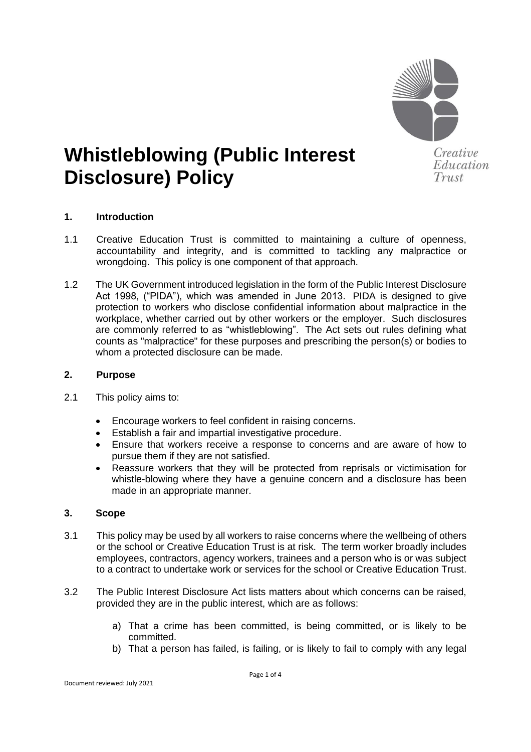# Whistleblowing (Public Interest Disclosure) Policy

Creative Education Trust

## 1. Introduction

1.1 Creative Education Trust is committed to maintaining a culture of openness, accountability and integrity, and is committed to tackling any malpractice or wrongdoing. This policy is one component of that approach.

1.2 The UK Government introduced legislation in the form of the Public Interest Disclosure Act 1998, ("PIDA"), which was amended in June 2013. PIDA is designed to give protection to workers who disclose confidential information about malpractice in the workplace, whether carried out by other workers or the employer. Such disclosures are commonly referred to as "whistleblowing". The Act sets out rules defining what counts as "malpractice" for these purposes and prescribing the person(s) or bodies to whom a protected disclosure can be made.

## 2. Purpose

2.1 This policy aims to:

- Encourage workers to feel confident in raising concerns.
- Establish a fair and impartial investigative procedure.
- Ensure that workers receive a response to concerns and are aware of how to pursue them if they are not satisfied.
- Reassure workers that they will be protected from reprisals or victimisation for whistle-blowing where they have a genuine concern and a disclosure has been made in an appropriate manner.

## 3. Scope

3.1 This policy may be used by all workers to raise concerns where the wellbeing of others or the school or Creative Education Trust is at risk. The term worker broadly includes employees, contractors, agency workers, trainees and a person who is or was subject to a contract to undertake work or services for the school or Creative Education Trust.

3.2 The Public Interest Disclosure Act lists matters about which concerns can be raised, provided they are in the public interest, which are as follows:

a) That a crime has been committed, is being committed, or is likely to be committed.
b) That a person has failed, is failing, or is likely to fail to comply with any legal

Document reviewed: July 2021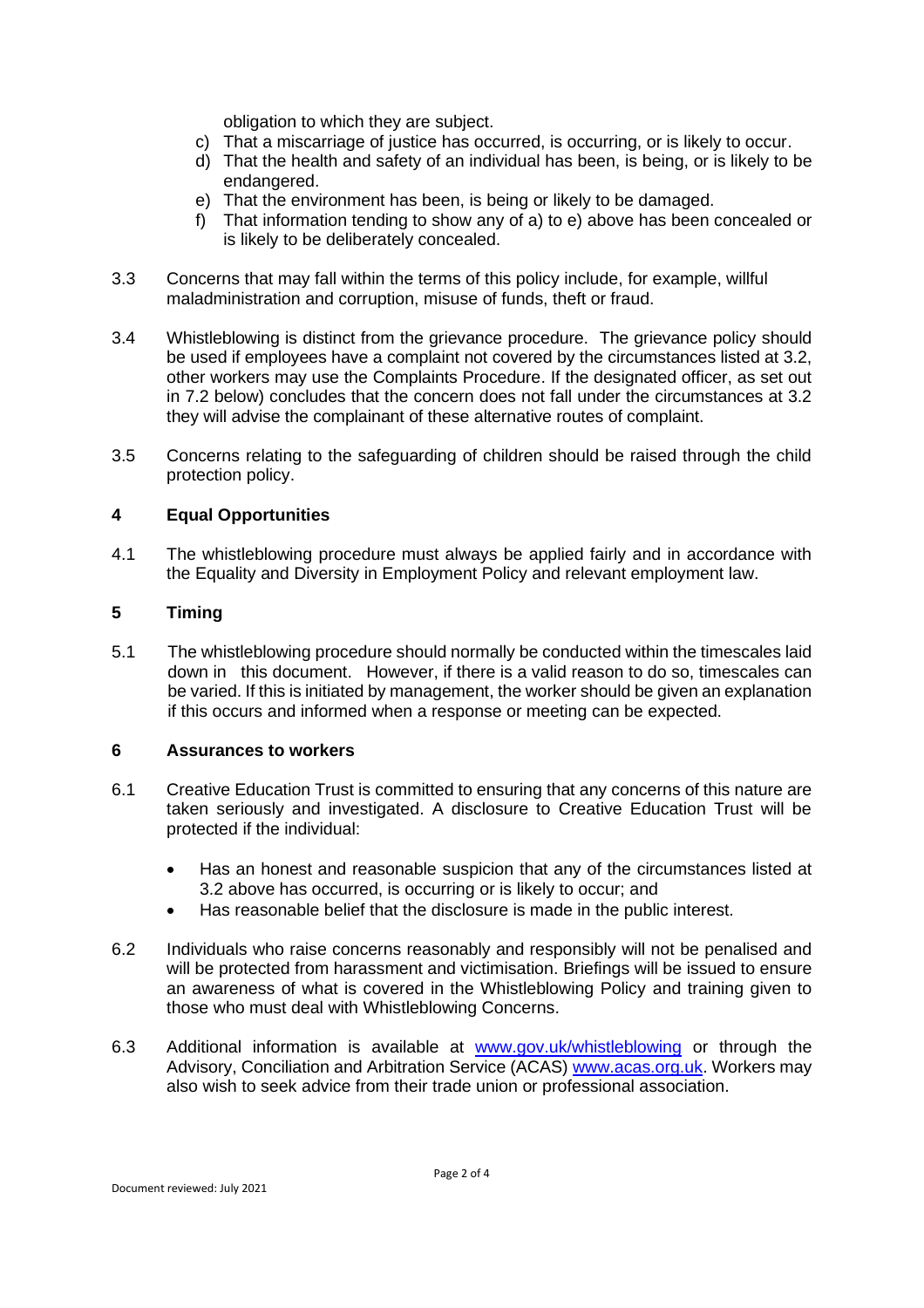obligation to which they are subject.

c) That a miscarriage of justice has occurred, is occurring, or is likely to occur.
d) That the health and safety of an individual has been, is being, or is likely to be endangered.
e) That the environment has been, is being or likely to be damaged.
f) That information tending to show any of a) to e) above has been concealed or is likely to be deliberately concealed.

3.3 Concerns that may fall within the terms of this policy include, for example, willful maladministration and corruption, misuse of funds, theft or fraud.

3.4 Whistleblowing is distinct from the grievance procedure. The grievance policy should be used if employees have a complaint not covered by the circumstances listed at 3.2, other workers may use the Complaints Procedure. If the designated officer, as set out in 7.2 below) concludes that the concern does not fall under the circumstances at 3.2 they will advise the complainant of these alternative routes of complaint.

3.5 Concerns relating to the safeguarding of children should be raised through the child protection policy.

## 4 Equal Opportunities

4.1 The whistleblowing procedure must always be applied fairly and in accordance with the Equality and Diversity in Employment Policy and relevant employment law.

## 5 Timing

5.1 The whistleblowing procedure should normally be conducted within the timescales laid down in this document. However, if there is a valid reason to do so, timescales can be varied. If this is initiated by management, the worker should be given an explanation if this occurs and informed when a response or meeting can be expected.

## 6 Assurances to workers

6.1 Creative Education Trust is committed to ensuring that any concerns of this nature are taken seriously and investigated. A disclosure to Creative Education Trust will be protected if the individual:

- Has an honest and reasonable suspicion that any of the circumstances listed at 3.2 above has occurred, is occurring or is likely to occur; and
- Has reasonable belief that the disclosure is made in the public interest.

6.2 Individuals who raise concerns reasonably and responsibly will not be penalised and will be protected from harassment and victimisation. Briefings will be issued to ensure an awareness of what is covered in the Whistleblowing Policy and training given to those who must deal with Whistleblowing Concerns.

6.3 Additional information is available at www.gov.uk/whistleblowing or through the Advisory, Conciliation and Arbitration Service (ACAS) www.acas.org.uk. Workers may also wish to seek advice from their trade union or professional association.

Document reviewed: July 2021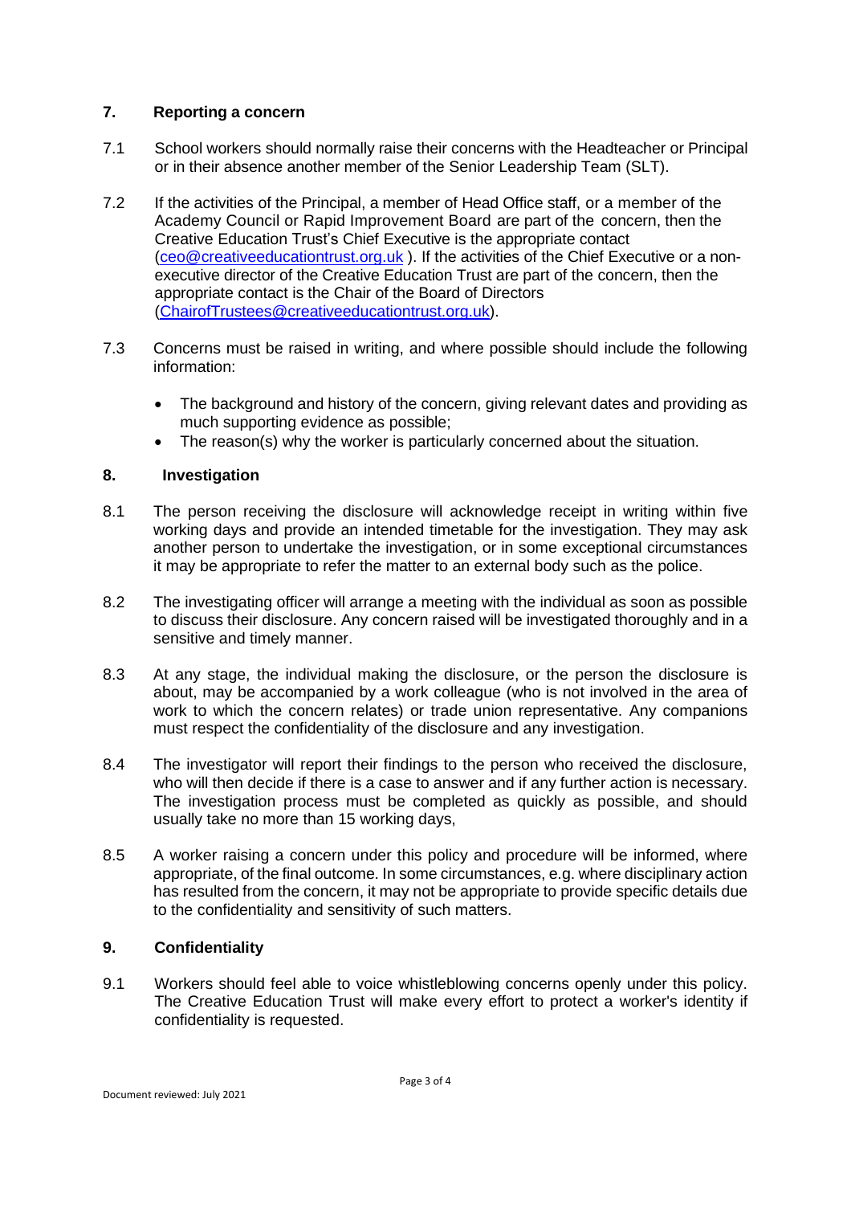## 7. Reporting a concern

7.1 School workers should normally raise their concerns with the Headteacher or Principal or in their absence another member of the Senior Leadership Team (SLT).

7.2 If the activities of the Principal, a member of Head Office staff, or a member of the Academy Council or Rapid Improvement Board are part of the concern, then the Creative Education Trust's Chief Executive is the appropriate contact (ceo@creativeeducationtrust.org.uk ). If the activities of the Chief Executive or a non-executive director of the Creative Education Trust are part of the concern, then the appropriate contact is the Chair of the Board of Directors (ChairofTrustees@creativeeducationtrust.org.uk).

7.3 Concerns must be raised in writing, and where possible should include the following information:

- The background and history of the concern, giving relevant dates and providing as much supporting evidence as possible;
- The reason(s) why the worker is particularly concerned about the situation.

## 8. Investigation

8.1 The person receiving the disclosure will acknowledge receipt in writing within five working days and provide an intended timetable for the investigation. They may ask another person to undertake the investigation, or in some exceptional circumstances it may be appropriate to refer the matter to an external body such as the police.

8.2 The investigating officer will arrange a meeting with the individual as soon as possible to discuss their disclosure. Any concern raised will be investigated thoroughly and in a sensitive and timely manner.

8.3 At any stage, the individual making the disclosure, or the person the disclosure is about, may be accompanied by a work colleague (who is not involved in the area of work to which the concern relates) or trade union representative. Any companions must respect the confidentiality of the disclosure and any investigation.

8.4 The investigator will report their findings to the person who received the disclosure, who will then decide if there is a case to answer and if any further action is necessary. The investigation process must be completed as quickly as possible, and should usually take no more than 15 working days,

8.5 A worker raising a concern under this policy and procedure will be informed, where appropriate, of the final outcome. In some circumstances, e.g. where disciplinary action has resulted from the concern, it may not be appropriate to provide specific details due to the confidentiality and sensitivity of such matters.

## 9. Confidentiality

9.1 Workers should feel able to voice whistleblowing concerns openly under this policy. The Creative Education Trust will make every effort to protect a worker's identity if confidentiality is requested.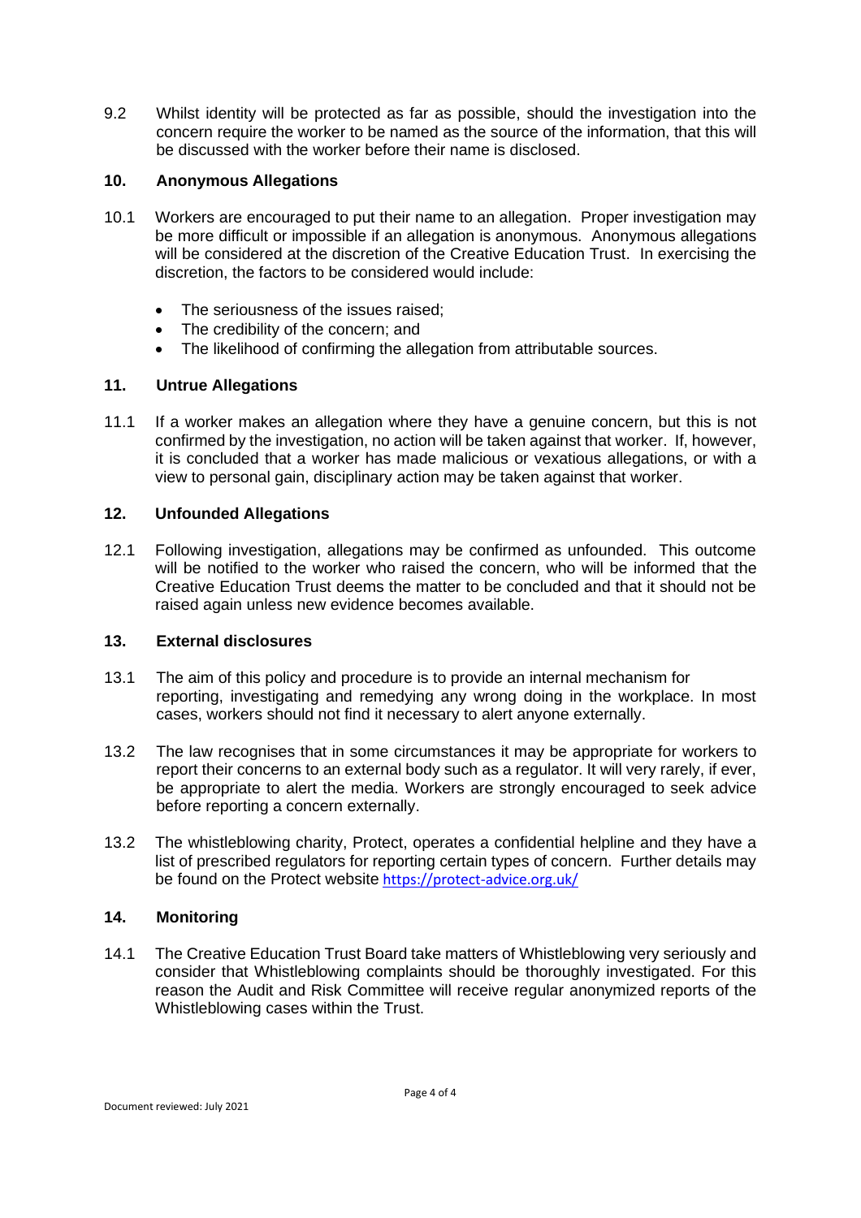9.2 Whilst identity will be protected as far as possible, should the investigation into the concern require the worker to be named as the source of the information, that this will be discussed with the worker before their name is disclosed.

## 10. Anonymous Allegations

10.1 Workers are encouraged to put their name to an allegation. Proper investigation may be more difficult or impossible if an allegation is anonymous. Anonymous allegations will be considered at the discretion of the Creative Education Trust. In exercising the discretion, the factors to be considered would include:

- The seriousness of the issues raised;
- The credibility of the concern; and
- The likelihood of confirming the allegation from attributable sources.

## 11. Untrue Allegations

11.1 If a worker makes an allegation where they have a genuine concern, but this is not confirmed by the investigation, no action will be taken against that worker. If, however, it is concluded that a worker has made malicious or vexatious allegations, or with a view to personal gain, disciplinary action may be taken against that worker.

## 12. Unfounded Allegations

12.1 Following investigation, allegations may be confirmed as unfounded. This outcome will be notified to the worker who raised the concern, who will be informed that the Creative Education Trust deems the matter to be concluded and that it should not be raised again unless new evidence becomes available.

## 13. External disclosures

13.1 The aim of this policy and procedure is to provide an internal mechanism for reporting, investigating and remedying any wrong doing in the workplace. In most cases, workers should not find it necessary to alert anyone externally.

13.2 The law recognises that in some circumstances it may be appropriate for workers to report their concerns to an external body such as a regulator. It will very rarely, if ever, be appropriate to alert the media. Workers are strongly encouraged to seek advice before reporting a concern externally.

13.2 The whistleblowing charity, Protect, operates a confidential helpline and they have a list of prescribed regulators for reporting certain types of concern. Further details may be found on the Protect website https://protect-advice.org.uk/

## 14. Monitoring

14.1 The Creative Education Trust Board take matters of Whistleblowing very seriously and consider that Whistleblowing complaints should be thoroughly investigated. For this reason the Audit and Risk Committee will receive regular anonymized reports of the Whistleblowing cases within the Trust.

Document reviewed: July 2021